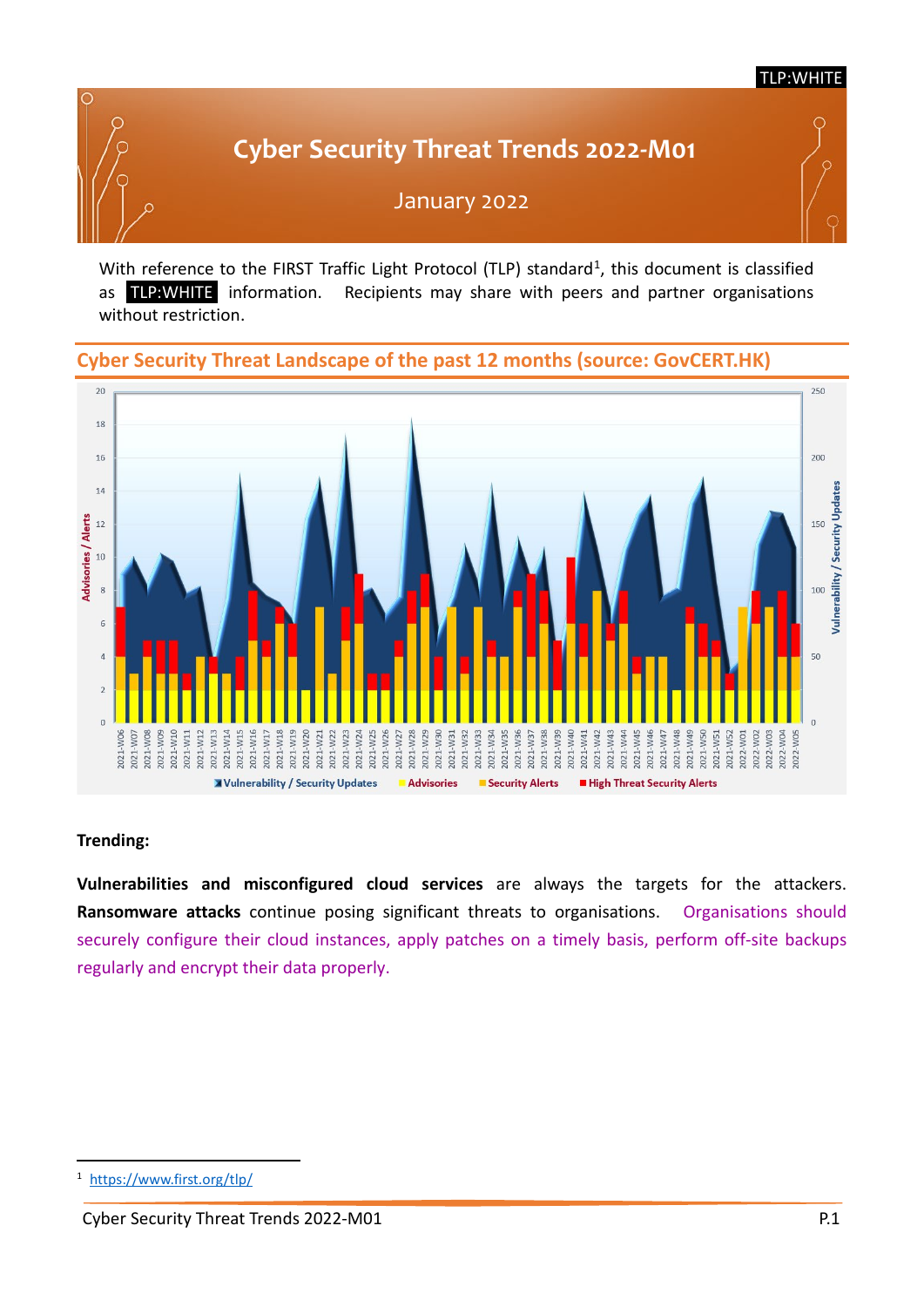TLP:WHITE

# Cyber Security Threat Trends 2022-M01

January 2022

With reference to the FIRST Traffic Light Protocol (TLP) standard[1], this document is classified as TLP:WHITE information. Recipients may share with peers and partner organisations without restriction.

## Cyber Security Threat Landscape of the past 12 months (source: GovCERT.HK)

**Trending:**

**Vulnerabilities and misconfigured cloud services** are always the targets for the attackers. **Ransomware attacks** continue posing significant threats to organisations. Organisations should securely configure their cloud instances, apply patches on a timely basis, perform off-site backups regularly and encrypt their data properly.

---

[1] https://www.first.org/tlp/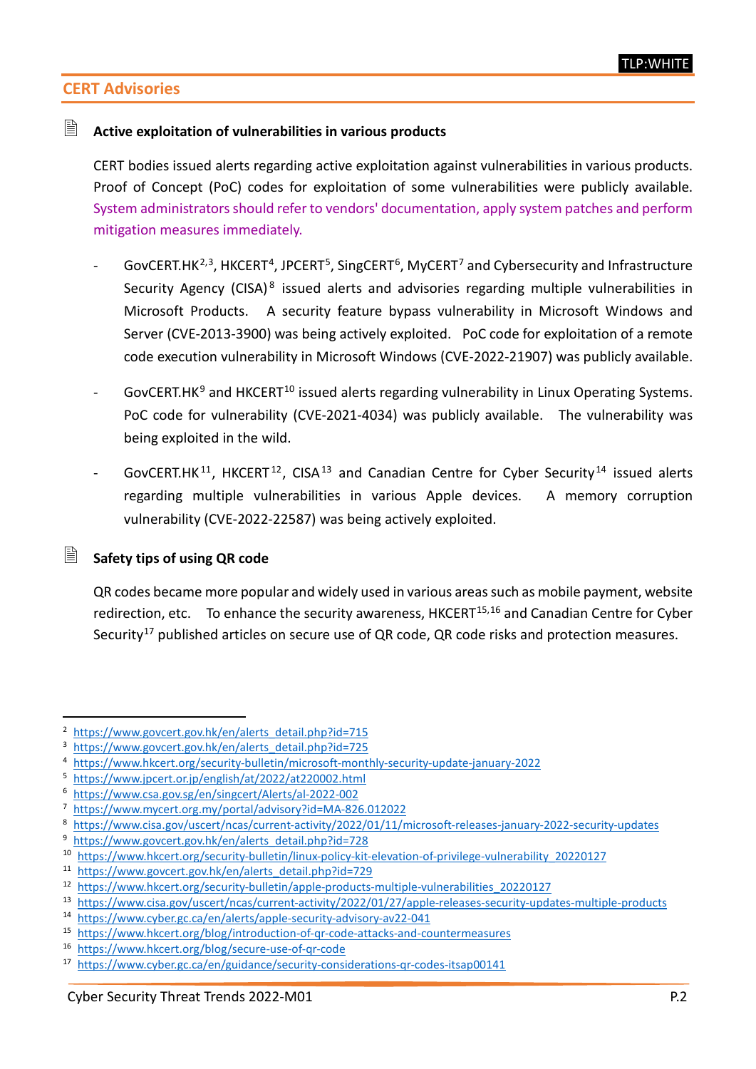TLP:WHITE

## CERT Advisories

### Active exploitation of vulnerabilities in various products

CERT bodies issued alerts regarding active exploitation against vulnerabilities in various products. Proof of Concept (PoC) codes for exploitation of some vulnerabilities were publicly available. System administrators should refer to vendors' documentation, apply system patches and perform mitigation measures immediately.

- GovCERT.HK[2,3], HKCERT[4], JPCERT[5], SingCERT[6], MyCERT[7] and Cybersecurity and Infrastructure Security Agency (CISA)[8] issued alerts and advisories regarding multiple vulnerabilities in Microsoft Products. A security feature bypass vulnerability in Microsoft Windows and Server (CVE-2013-3900) was being actively exploited. PoC code for exploitation of a remote code execution vulnerability in Microsoft Windows (CVE-2022-21907) was publicly available.

- GovCERT.HK[9] and HKCERT[10] issued alerts regarding vulnerability in Linux Operating Systems. PoC code for vulnerability (CVE-2021-4034) was publicly available. The vulnerability was being exploited in the wild.

- GovCERT.HK[11], HKCERT[12], CISA[13] and Canadian Centre for Cyber Security[14] issued alerts regarding multiple vulnerabilities in various Apple devices. A memory corruption vulnerability (CVE-2022-22587) was being actively exploited.

### Safety tips of using QR code

QR codes became more popular and widely used in various areas such as mobile payment, website redirection, etc. To enhance the security awareness, HKCERT[15,16] and Canadian Centre for Cyber Security[17] published articles on secure use of QR code, QR code risks and protection measures.

---

2 https://www.govcert.gov.hk/en/alerts_detail.php?id=715
3 https://www.govcert.gov.hk/en/alerts_detail.php?id=725
4 https://www.hkcert.org/security-bulletin/microsoft-monthly-security-update-january-2022
5 https://www.jpcert.or.jp/english/at/2022/at220002.html
6 https://www.csa.gov.sg/en/singcert/Alerts/al-2022-002
7 https://www.mycert.org.my/portal/advisory?id=MA-826.012022
8 https://www.cisa.gov/uscert/ncas/current-activity/2022/01/11/microsoft-releases-january-2022-security-updates
9 https://www.govcert.gov.hk/en/alerts_detail.php?id=728
10 https://www.hkcert.org/security-bulletin/linux-policy-kit-elevation-of-privilege-vulnerability_20220127
11 https://www.govcert.gov.hk/en/alerts_detail.php?id=729
12 https://www.hkcert.org/security-bulletin/apple-products-multiple-vulnerabilities_20220127
13 https://www.cisa.gov/uscert/ncas/current-activity/2022/01/27/apple-releases-security-updates-multiple-products
14 https://www.cyber.gc.ca/en/alerts/apple-security-advisory-av22-041
15 https://www.hkcert.org/blog/introduction-of-qr-code-attacks-and-countermeasures
16 https://www.hkcert.org/blog/secure-use-of-qr-code
17 https://www.cyber.gc.ca/en/guidance/security-considerations-qr-codes-itsap00141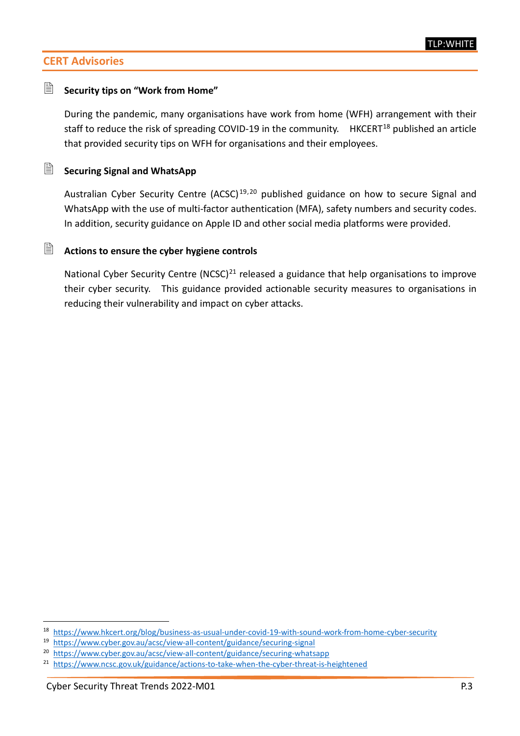## CERT Advisories

### Security tips on "Work from Home"

During the pandemic, many organisations have work from home (WFH) arrangement with their staff to reduce the risk of spreading COVID-19 in the community. HKCERT[18] published an article that provided security tips on WFH for organisations and their employees.

### Securing Signal and WhatsApp

Australian Cyber Security Centre (ACSC)[19,20] published guidance on how to secure Signal and WhatsApp with the use of multi-factor authentication (MFA), safety numbers and security codes. In addition, security guidance on Apple ID and other social media platforms were provided.

### Actions to ensure the cyber hygiene controls

National Cyber Security Centre (NCSC)[21] released a guidance that help organisations to improve their cyber security. This guidance provided actionable security measures to organisations in reducing their vulnerability and impact on cyber attacks.

---

[18] https://www.hkcert.org/blog/business-as-usual-under-covid-19-with-sound-work-from-home-cyber-security

[19] https://www.cyber.gov.au/acsc/view-all-content/guidance/securing-signal

[20] https://www.cyber.gov.au/acsc/view-all-content/guidance/securing-whatsapp

[21] https://www.ncsc.gov.uk/guidance/actions-to-take-when-the-cyber-threat-is-heightened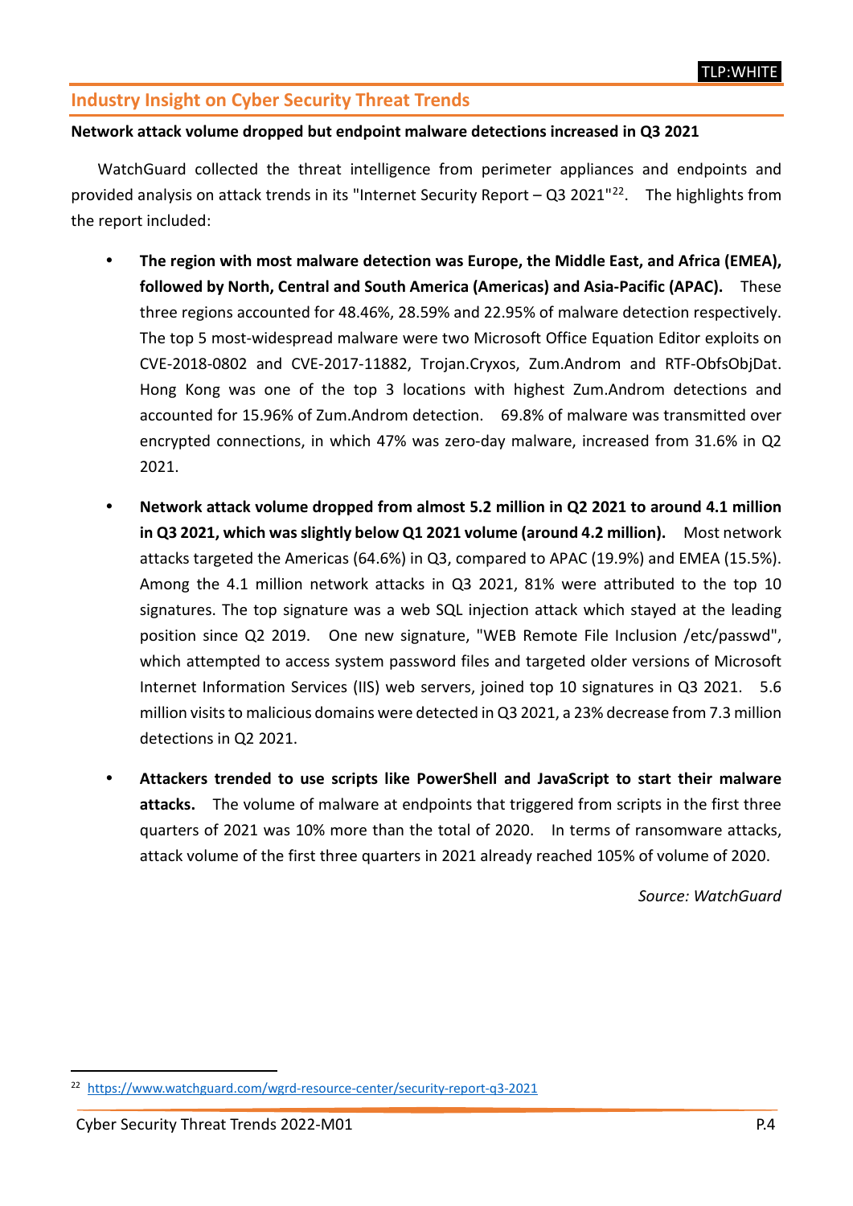## Industry Insight on Cyber Security Threat Trends

**Network attack volume dropped but endpoint malware detections increased in Q3 2021**

WatchGuard collected the threat intelligence from perimeter appliances and endpoints and provided analysis on attack trends in its "Internet Security Report – Q3 2021"[22]. The highlights from the report included:

- **The region with most malware detection was Europe, the Middle East, and Africa (EMEA), followed by North, Central and South America (Americas) and Asia-Pacific (APAC).** These three regions accounted for 48.46%, 28.59% and 22.95% of malware detection respectively. The top 5 most-widespread malware were two Microsoft Office Equation Editor exploits on CVE-2018-0802 and CVE-2017-11882, Trojan.Cryxos, Zum.Androm and RTF-ObfsObjDat. Hong Kong was one of the top 3 locations with highest Zum.Androm detections and accounted for 15.96% of Zum.Androm detection. 69.8% of malware was transmitted over encrypted connections, in which 47% was zero-day malware, increased from 31.6% in Q2 2021.

- **Network attack volume dropped from almost 5.2 million in Q2 2021 to around 4.1 million in Q3 2021, which was slightly below Q1 2021 volume (around 4.2 million).** Most network attacks targeted the Americas (64.6%) in Q3, compared to APAC (19.9%) and EMEA (15.5%). Among the 4.1 million network attacks in Q3 2021, 81% were attributed to the top 10 signatures. The top signature was a web SQL injection attack which stayed at the leading position since Q2 2019. One new signature, "WEB Remote File Inclusion /etc/passwd", which attempted to access system password files and targeted older versions of Microsoft Internet Information Services (IIS) web servers, joined top 10 signatures in Q3 2021. 5.6 million visits to malicious domains were detected in Q3 2021, a 23% decrease from 7.3 million detections in Q2 2021.

- **Attackers trended to use scripts like PowerShell and JavaScript to start their malware attacks.** The volume of malware at endpoints that triggered from scripts in the first three quarters of 2021 was 10% more than the total of 2020. In terms of ransomware attacks, attack volume of the first three quarters in 2021 already reached 105% of volume of 2020.

*Source: WatchGuard*

[22] https://www.watchguard.com/wgrd-resource-center/security-report-q3-2021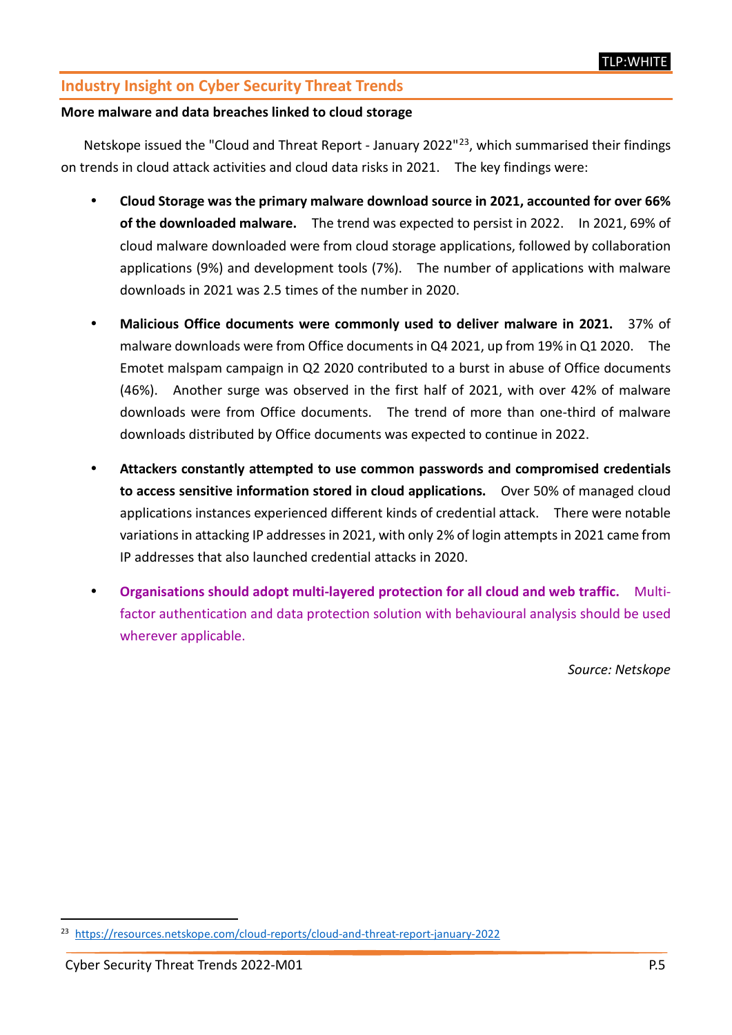TLP:WHITE

## Industry Insight on Cyber Security Threat Trends

**More malware and data breaches linked to cloud storage**

Netskope issued the "Cloud and Threat Report - January 2022"[23], which summarised their findings on trends in cloud attack activities and cloud data risks in 2021. The key findings were:

- **Cloud Storage was the primary malware download source in 2021, accounted for over 66% of the downloaded malware.** The trend was expected to persist in 2022. In 2021, 69% of cloud malware downloaded were from cloud storage applications, followed by collaboration applications (9%) and development tools (7%). The number of applications with malware downloads in 2021 was 2.5 times of the number in 2020.
- **Malicious Office documents were commonly used to deliver malware in 2021.** 37% of malware downloads were from Office documents in Q4 2021, up from 19% in Q1 2020. The Emotet malspam campaign in Q2 2020 contributed to a burst in abuse of Office documents (46%). Another surge was observed in the first half of 2021, with over 42% of malware downloads were from Office documents. The trend of more than one-third of malware downloads distributed by Office documents was expected to continue in 2022.
- **Attackers constantly attempted to use common passwords and compromised credentials to access sensitive information stored in cloud applications.** Over 50% of managed cloud applications instances experienced different kinds of credential attack. There were notable variations in attacking IP addresses in 2021, with only 2% of login attempts in 2021 came from IP addresses that also launched credential attacks in 2020.
- **Organisations should adopt multi-layered protection for all cloud and web traffic.** Multi-factor authentication and data protection solution with behavioural analysis should be used wherever applicable.

*Source: Netskope*

[23] https://resources.netskope.com/cloud-reports/cloud-and-threat-report-january-2022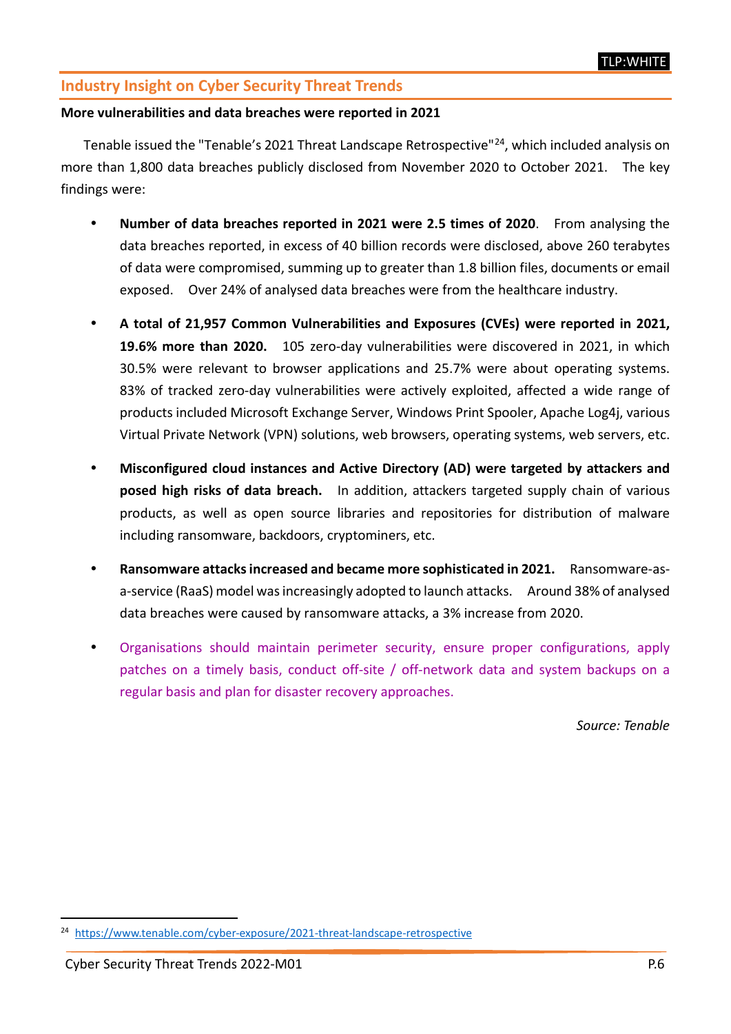## Industry Insight on Cyber Security Threat Trends

**More vulnerabilities and data breaches were reported in 2021**

Tenable issued the "Tenable's 2021 Threat Landscape Retrospective"[24], which included analysis on more than 1,800 data breaches publicly disclosed from November 2020 to October 2021. The key findings were:

- **Number of data breaches reported in 2021 were 2.5 times of 2020**. From analysing the data breaches reported, in excess of 40 billion records were disclosed, above 260 terabytes of data were compromised, summing up to greater than 1.8 billion files, documents or email exposed. Over 24% of analysed data breaches were from the healthcare industry.
- **A total of 21,957 Common Vulnerabilities and Exposures (CVEs) were reported in 2021, 19.6% more than 2020.** 105 zero-day vulnerabilities were discovered in 2021, in which 30.5% were relevant to browser applications and 25.7% were about operating systems. 83% of tracked zero-day vulnerabilities were actively exploited, affected a wide range of products included Microsoft Exchange Server, Windows Print Spooler, Apache Log4j, various Virtual Private Network (VPN) solutions, web browsers, operating systems, web servers, etc.
- **Misconfigured cloud instances and Active Directory (AD) were targeted by attackers and posed high risks of data breach.** In addition, attackers targeted supply chain of various products, as well as open source libraries and repositories for distribution of malware including ransomware, backdoors, cryptominers, etc.
- **Ransomware attacks increased and became more sophisticated in 2021.** Ransomware-as-a-service (RaaS) model was increasingly adopted to launch attacks. Around 38% of analysed data breaches were caused by ransomware attacks, a 3% increase from 2020.
- Organisations should maintain perimeter security, ensure proper configurations, apply patches on a timely basis, conduct off-site / off-network data and system backups on a regular basis and plan for disaster recovery approaches.

*Source: Tenable*

[24] https://www.tenable.com/cyber-exposure/2021-threat-landscape-retrospective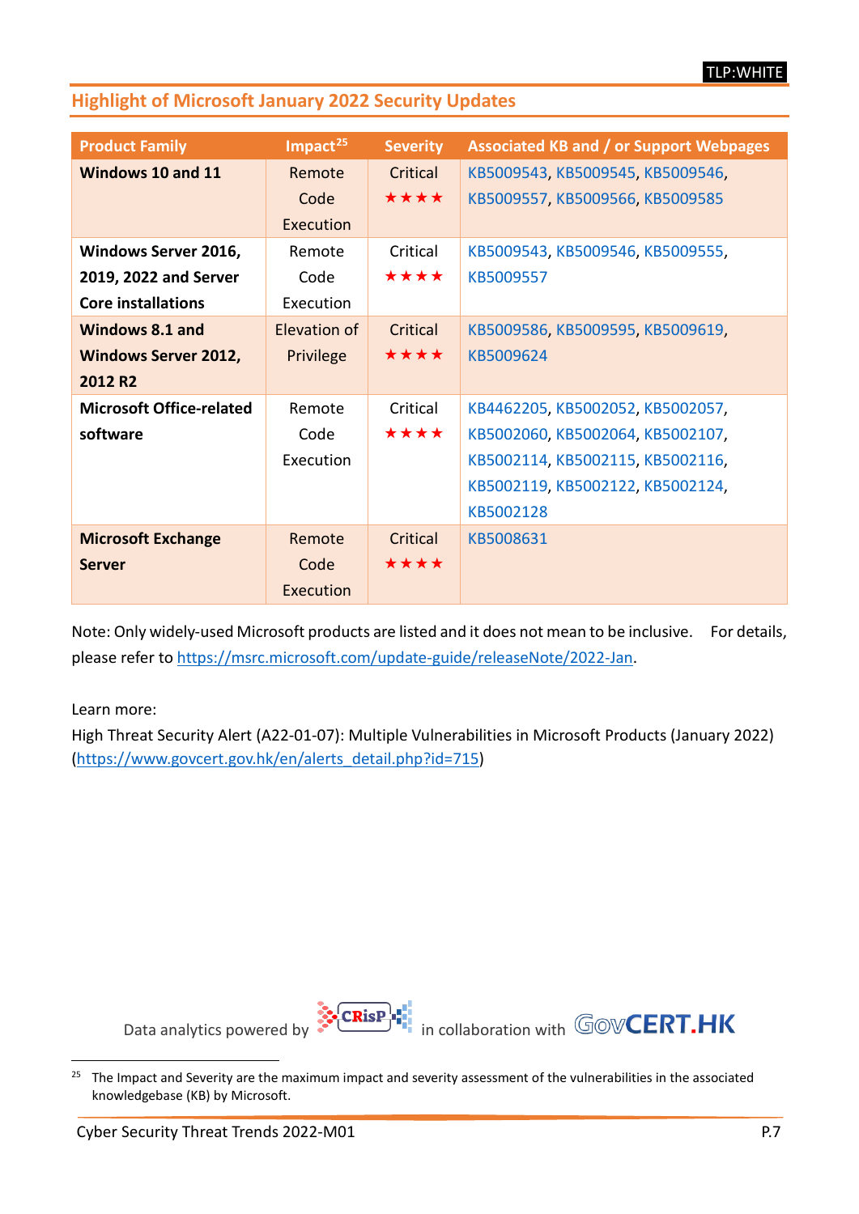TLP:WHITE

## Highlight of Microsoft January 2022 Security Updates

| Product Family | Impact[25] | Severity | Associated KB and / or Support Webpages |
| --- | --- | --- | --- |
| **Windows 10 and 11** | Remote Code Execution | Critical ★★★★ | KB5009543, KB5009545, KB5009546, KB5009557, KB5009566, KB5009585 |
| **Windows Server 2016, 2019, 2022 and Server Core installations** | Remote Code Execution | Critical ★★★★ | KB5009543, KB5009546, KB5009555, KB5009557 |
| **Windows 8.1 and Windows Server 2012, 2012 R2** | Elevation of Privilege | Critical ★★★★ | KB5009586, KB5009595, KB5009619, KB5009624 |
| **Microsoft Office-related software** | Remote Code Execution | Critical ★★★★ | KB4462205, KB5002052, KB5002057, KB5002060, KB5002064, KB5002107, KB5002114, KB5002115, KB5002116, KB5002119, KB5002122, KB5002124, KB5002128 |
| **Microsoft Exchange Server** | Remote Code Execution | Critical ★★★★ | KB5008631 |

Note: Only widely-used Microsoft products are listed and it does not mean to be inclusive. For details, please refer to https://msrc.microsoft.com/update-guide/releaseNote/2022-Jan.

Learn more:
High Threat Security Alert (A22-01-07): Multiple Vulnerabilities in Microsoft Products (January 2022) (https://www.govcert.gov.hk/en/alerts_detail.php?id=715)

Data analytics powered by CRisP in collaboration with GovCERT.HK

[25] The Impact and Severity are the maximum impact and severity assessment of the vulnerabilities in the associated knowledgebase (KB) by Microsoft.